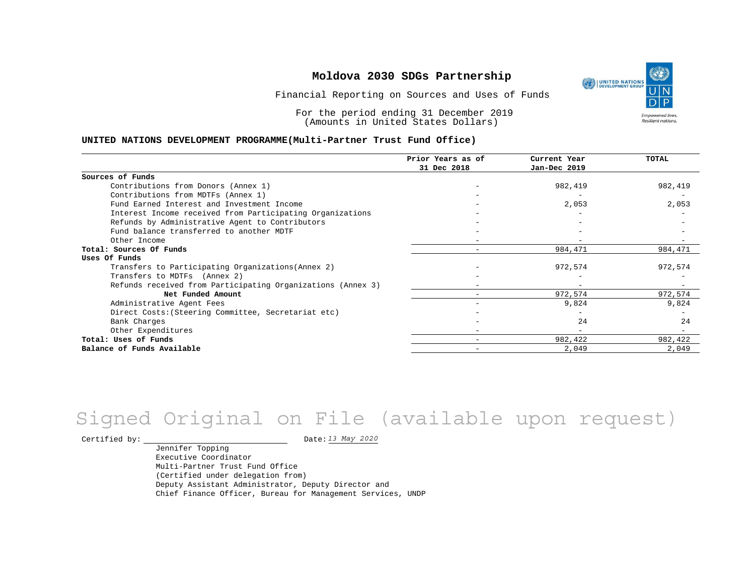# Moldova 2030 SDGs Partnership

Financial Reporting on Sources and Uses of Funds

For the period ending 31 December 2019
(Amounts in United States Dollars)

**UNITED NATIONS DEVELOPMENT PROGRAMME(Multi-Partner Trust Fund Office)**

| | Prior Years as of 31 Dec 2018 | Current Year Jan-Dec 2019 | TOTAL |
|---|---|---|---|
| **Sources of Funds** | | | |
| Contributions from Donors (Annex 1) | - | 982,419 | 982,419 |
| Contributions from MDTFs (Annex 1) | - | - | - |
| Fund Earned Interest and Investment Income | - | 2,053 | 2,053 |
| Interest Income received from Participating Organizations | - | - | - |
| Refunds by Administrative Agent to Contributors | - | - | - |
| Fund balance transferred to another MDTF | - | - | - |
| Other Income | - | - | - |
| **Total: Sources Of Funds** | - | 984,471 | 984,471 |
| **Uses Of Funds** | | | |
| Transfers to Participating Organizations(Annex 2) | - | 972,574 | 972,574 |
| Transfers to MDTFs (Annex 2) | - | - | - |
| Refunds received from Participating Organizations (Annex 3) | - | - | - |
| **Net Funded Amount** | - | 972,574 | 972,574 |
| Administrative Agent Fees | - | 9,824 | 9,824 |
| Direct Costs:(Steering Committee, Secretariat etc) | - | - | - |
| Bank Charges | - | 24 | 24 |
| Other Expenditures | - | - | - |
| **Total: Uses of Funds** | - | 982,422 | 982,422 |
| **Balance of Funds Available** | - | 2,049 | 2,049 |

Signed Original on File (available upon request)

Certified by: \_\_\_\_\_\_\_\_\_\_\_\_\_\_\_\_\_\_\_\_ Date: *13 May 2020*

Jennifer Topping
Executive Coordinator
Multi-Partner Trust Fund Office
(Certified under delegation from)
Deputy Assistant Administrator, Deputy Director and
Chief Finance Officer, Bureau for Management Services, UNDP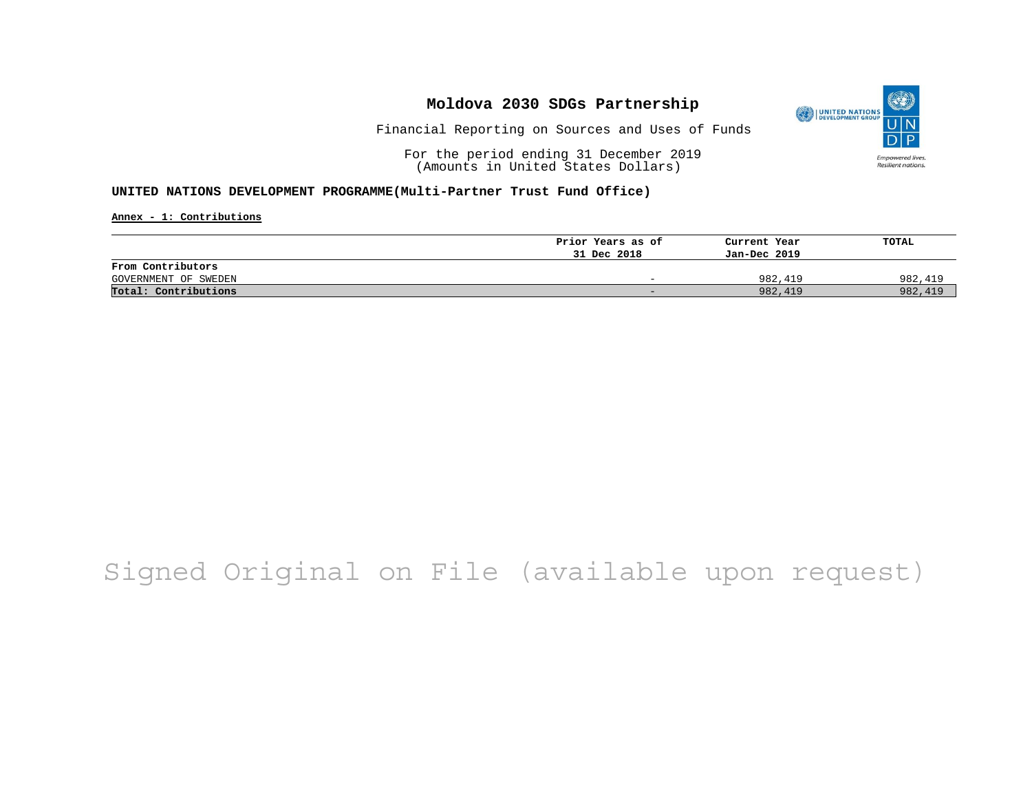# Moldova 2030 SDGs Partnership

Financial Reporting on Sources and Uses of Funds

For the period ending 31 December 2019
(Amounts in United States Dollars)

**UNITED NATIONS DEVELOPMENT PROGRAMME(Multi-Partner Trust Fund Office)**

**Annex - 1: Contributions**

| | Prior Years as of 31 Dec 2018 | Current Year Jan-Dec 2019 | TOTAL |
|---|---|---|---|
| **From Contributors** | | | |
| GOVERNMENT OF SWEDEN | - | 982,419 | 982,419 |
| **Total: Contributions** | - | 982,419 | 982,419 |

Signed Original on File (available upon request)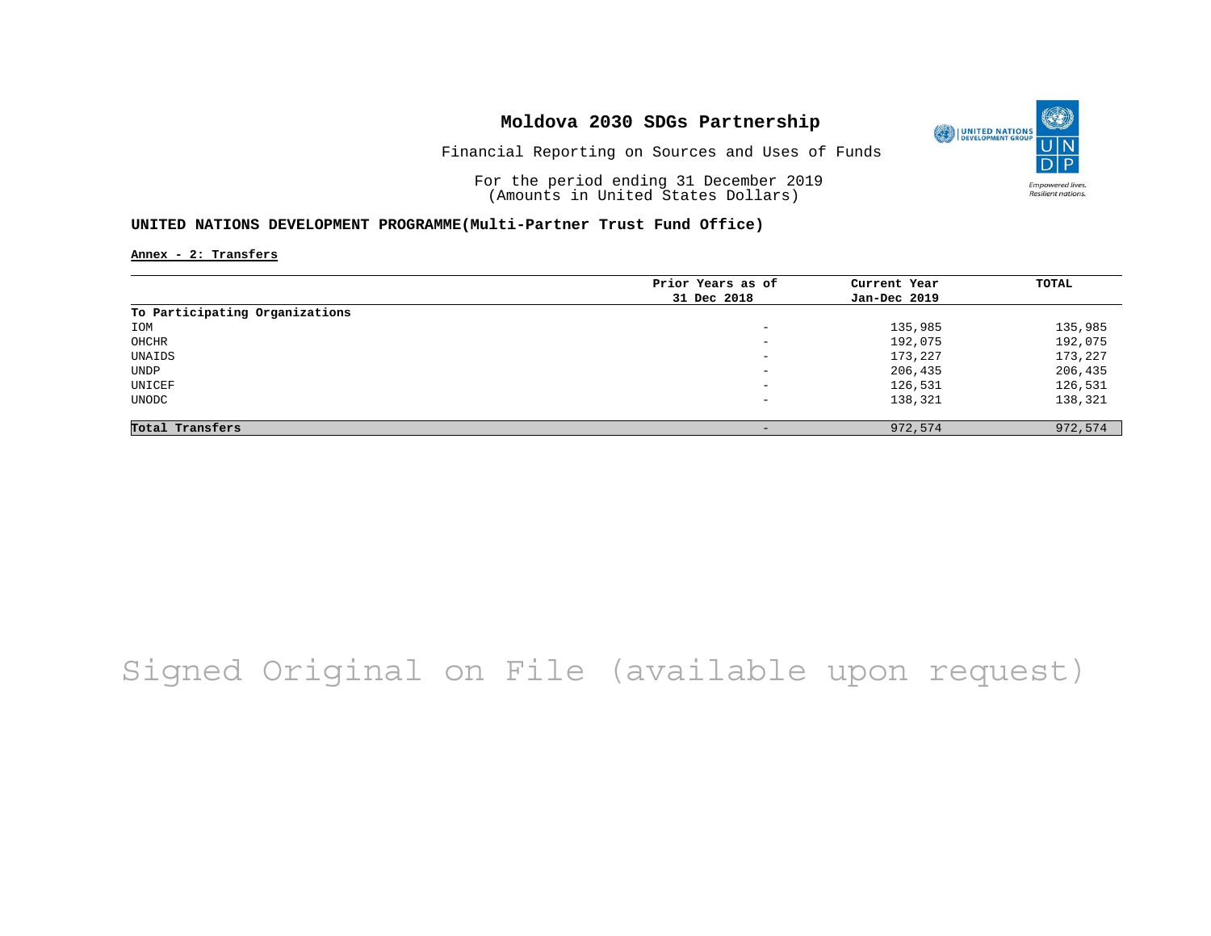# Moldova 2030 SDGs Partnership

Financial Reporting on Sources and Uses of Funds

For the period ending 31 December 2019
(Amounts in United States Dollars)

**UNITED NATIONS DEVELOPMENT PROGRAMME(Multi-Partner Trust Fund Office)**

**Annex - 2: Transfers**

| | Prior Years as of 31 Dec 2018 | Current Year Jan-Dec 2019 | TOTAL |
|---|---|---|---|
| **To Participating Organizations** | | | |
| IOM | - | 135,985 | 135,985 |
| OHCHR | - | 192,075 | 192,075 |
| UNAIDS | - | 173,227 | 173,227 |
| UNDP | - | 206,435 | 206,435 |
| UNICEF | - | 126,531 | 126,531 |
| UNODC | - | 138,321 | 138,321 |
| **Total Transfers** | - | 972,574 | 972,574 |

Signed Original on File (available upon request)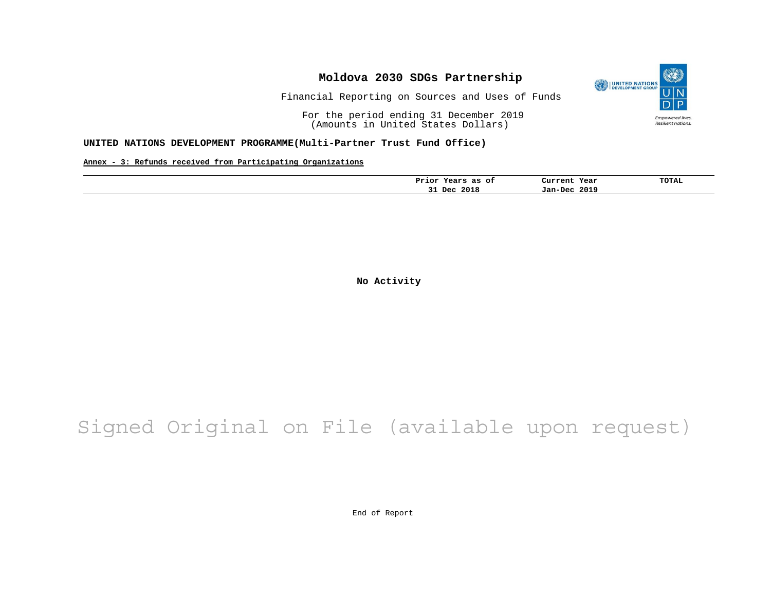# Moldova 2030 SDGs Partnership

Financial Reporting on Sources and Uses of Funds

For the period ending 31 December 2019
(Amounts in United States Dollars)

**UNITED NATIONS DEVELOPMENT PROGRAMME(Multi-Partner Trust Fund Office)**

**Annex - 3: Refunds received from Participating Organizations**

| | Prior Years as of 31 Dec 2018 | Current Year Jan-Dec 2019 | TOTAL |
|---|---|---|---|

**No Activity**

Signed Original on File (available upon request)

End of Report